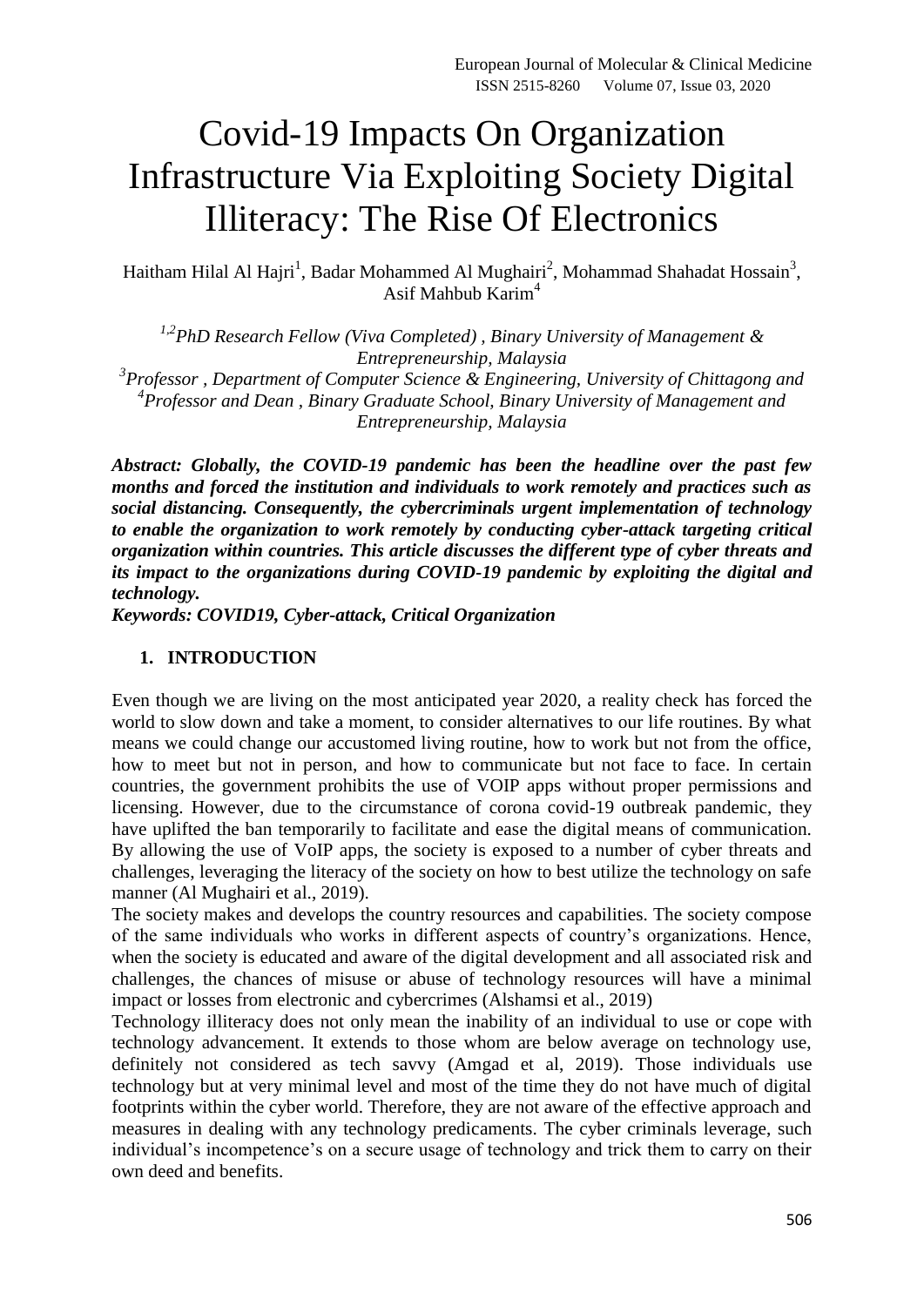# Covid-19 Impacts On Organization Infrastructure Via Exploiting Society Digital Illiteracy: The Rise Of Electronics

Haitham Hilal Al Hajri[1], Badar Mohammed Al Mughairi[2], Mohammad Shahadat Hossain[3], Asif Mahbub Karim[4]

*[1,2]PhD Research Fellow (Viva Completed) , Binary University of Management & Entrepreneurship, Malaysia*
*[3]Professor , Department of Computer Science & Engineering, University of Chittagong and*
*[4]Professor and Dean , Binary Graduate School, Binary University of Management and Entrepreneurship, Malaysia*

***Abstract: Globally, the COVID-19 pandemic has been the headline over the past few months and forced the institution and individuals to work remotely and practices such as social distancing. Consequently, the cybercriminals urgent implementation of technology to enable the organization to work remotely by conducting cyber-attack targeting critical organization within countries. This article discusses the different type of cyber threats and its impact to the organizations during COVID-19 pandemic by exploiting the digital and technology.***

***Keywords: COVID19, Cyber-attack, Critical Organization***

## 1. INTRODUCTION

Even though we are living on the most anticipated year 2020, a reality check has forced the world to slow down and take a moment, to consider alternatives to our life routines. By what means we could change our accustomed living routine, how to work but not from the office, how to meet but not in person, and how to communicate but not face to face. In certain countries, the government prohibits the use of VOIP apps without proper permissions and licensing. However, due to the circumstance of corona covid-19 outbreak pandemic, they have uplifted the ban temporarily to facilitate and ease the digital means of communication. By allowing the use of VoIP apps, the society is exposed to a number of cyber threats and challenges, leveraging the literacy of the society on how to best utilize the technology on safe manner (Al Mughairi et al., 2019).

The society makes and develops the country resources and capabilities. The society compose of the same individuals who works in different aspects of country's organizations. Hence, when the society is educated and aware of the digital development and all associated risk and challenges, the chances of misuse or abuse of technology resources will have a minimal impact or losses from electronic and cybercrimes (Alshamsi et al., 2019)

Technology illiteracy does not only mean the inability of an individual to use or cope with technology advancement. It extends to those whom are below average on technology use, definitely not considered as tech savvy (Amgad et al, 2019). Those individuals use technology but at very minimal level and most of the time they do not have much of digital footprints within the cyber world. Therefore, they are not aware of the effective approach and measures in dealing with any technology predicaments. The cyber criminals leverage, such individual's incompetence's on a secure usage of technology and trick them to carry on their own deed and benefits.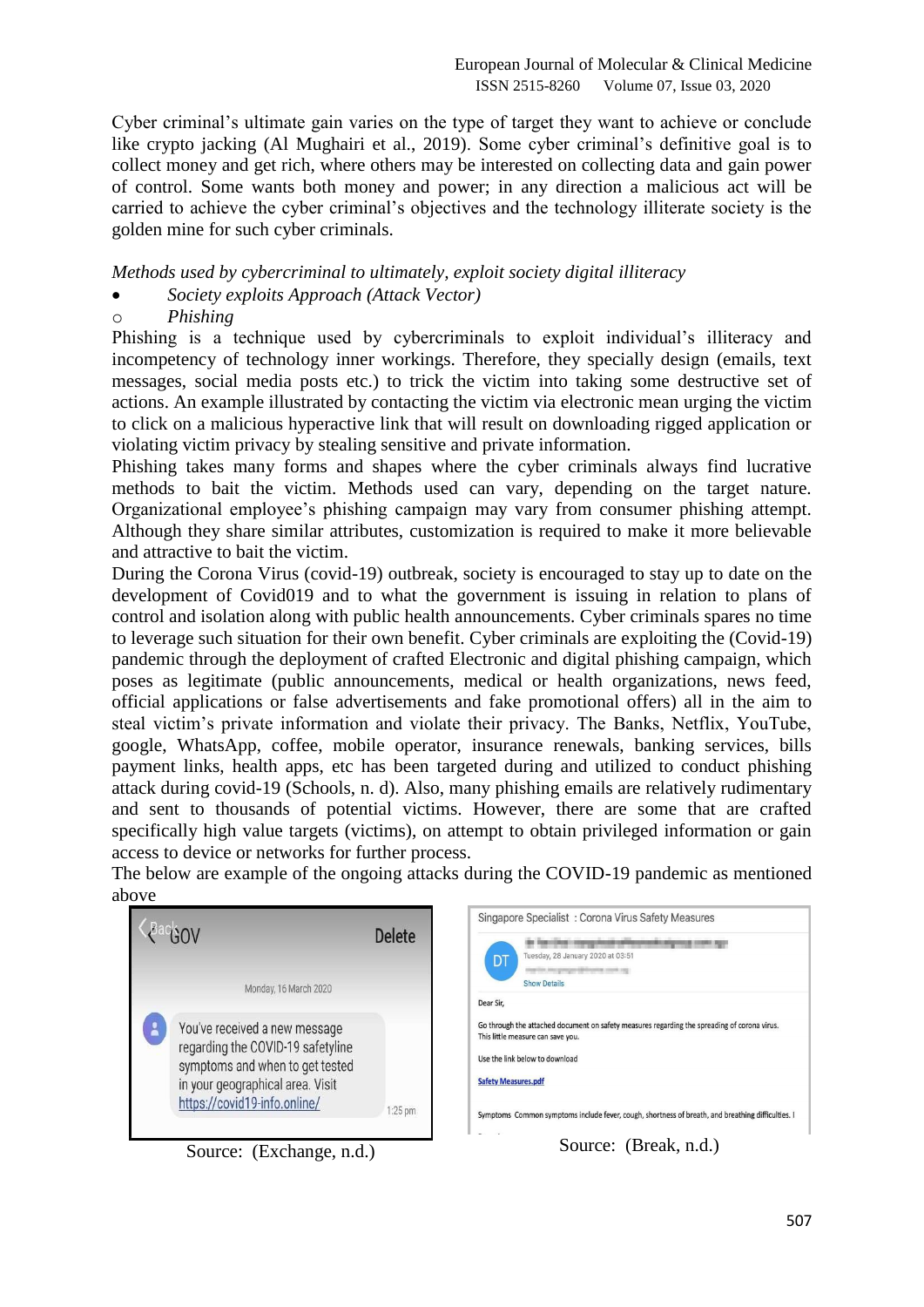Cyber criminal's ultimate gain varies on the type of target they want to achieve or conclude like crypto jacking (Al Mughairi et al., 2019). Some cyber criminal's definitive goal is to collect money and get rich, where others may be interested on collecting data and gain power of control. Some wants both money and power; in any direction a malicious act will be carried to achieve the cyber criminal's objectives and the technology illiterate society is the golden mine for such cyber criminals.

*Methods used by cybercriminal to ultimately, exploit society digital illiteracy*

- *Society exploits Approach (Attack Vector)*
  - *Phishing*

Phishing is a technique used by cybercriminals to exploit individual's illiteracy and incompetency of technology inner workings. Therefore, they specially design (emails, text messages, social media posts etc.) to trick the victim into taking some destructive set of actions. An example illustrated by contacting the victim via electronic mean urging the victim to click on a malicious hyperactive link that will result on downloading rigged application or violating victim privacy by stealing sensitive and private information.

Phishing takes many forms and shapes where the cyber criminals always find lucrative methods to bait the victim. Methods used can vary, depending on the target nature. Organizational employee's phishing campaign may vary from consumer phishing attempt. Although they share similar attributes, customization is required to make it more believable and attractive to bait the victim.

During the Corona Virus (covid-19) outbreak, society is encouraged to stay up to date on the development of Covid019 and to what the government is issuing in relation to plans of control and isolation along with public health announcements. Cyber criminals spares no time to leverage such situation for their own benefit. Cyber criminals are exploiting the (Covid-19) pandemic through the deployment of crafted Electronic and digital phishing campaign, which poses as legitimate (public announcements, medical or health organizations, news feed, official applications or false advertisements and fake promotional offers) all in the aim to steal victim's private information and violate their privacy. The Banks, Netflix, YouTube, google, WhatsApp, coffee, mobile operator, insurance renewals, banking services, bills payment links, health apps, etc has been targeted during and utilized to conduct phishing attack during covid-19 (Schools, n. d). Also, many phishing emails are relatively rudimentary and sent to thousands of potential victims. However, there are some that are crafted specifically high value targets (victims), on attempt to obtain privileged information or gain access to device or networks for further process.

The below are example of the ongoing attacks during the COVID-19 pandemic as mentioned above

Source: (Exchange, n.d.)

Source: (Break, n.d.)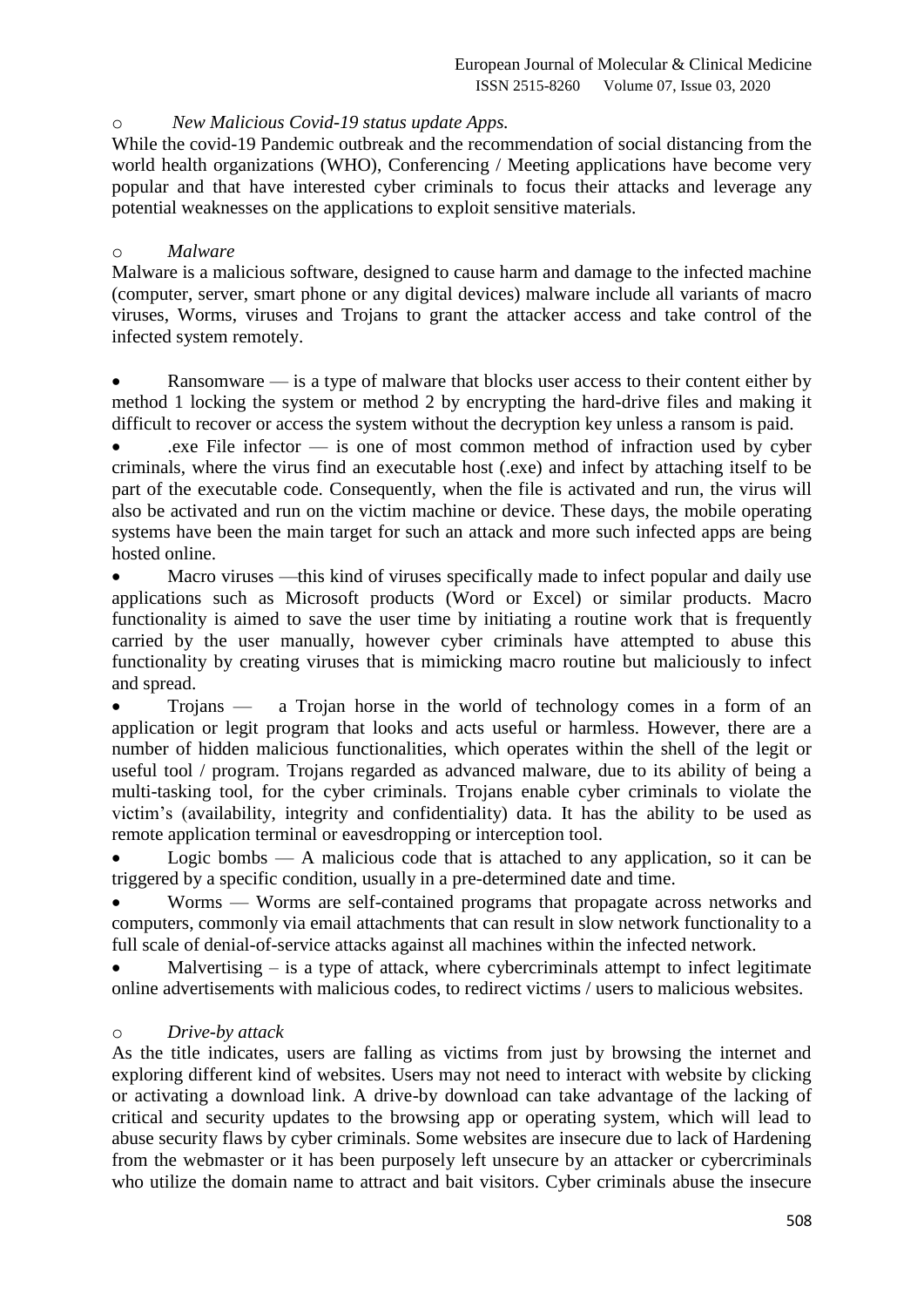o *New Malicious Covid-19 status update Apps.*

While the covid-19 Pandemic outbreak and the recommendation of social distancing from the world health organizations (WHO), Conferencing / Meeting applications have become very popular and that have interested cyber criminals to focus their attacks and leverage any potential weaknesses on the applications to exploit sensitive materials.

o *Malware*

Malware is a malicious software, designed to cause harm and damage to the infected machine (computer, server, smart phone or any digital devices) malware include all variants of macro viruses, Worms, viruses and Trojans to grant the attacker access and take control of the infected system remotely.

- Ransomware — is a type of malware that blocks user access to their content either by method 1 locking the system or method 2 by encrypting the hard-drive files and making it difficult to recover or access the system without the decryption key unless a ransom is paid.
- .exe File infector — is one of most common method of infraction used by cyber criminals, where the virus find an executable host (.exe) and infect by attaching itself to be part of the executable code. Consequently, when the file is activated and run, the virus will also be activated and run on the victim machine or device. These days, the mobile operating systems have been the main target for such an attack and more such infected apps are being hosted online.
- Macro viruses —this kind of viruses specifically made to infect popular and daily use applications such as Microsoft products (Word or Excel) or similar products. Macro functionality is aimed to save the user time by initiating a routine work that is frequently carried by the user manually, however cyber criminals have attempted to abuse this functionality by creating viruses that is mimicking macro routine but maliciously to infect and spread.
- Trojans — a Trojan horse in the world of technology comes in a form of an application or legit program that looks and acts useful or harmless. However, there are a number of hidden malicious functionalities, which operates within the shell of the legit or useful tool / program. Trojans regarded as advanced malware, due to its ability of being a multi-tasking tool, for the cyber criminals. Trojans enable cyber criminals to violate the victim's (availability, integrity and confidentiality) data. It has the ability to be used as remote application terminal or eavesdropping or interception tool.
- Logic bombs — A malicious code that is attached to any application, so it can be triggered by a specific condition, usually in a pre-determined date and time.
- Worms — Worms are self-contained programs that propagate across networks and computers, commonly via email attachments that can result in slow network functionality to a full scale of denial-of-service attacks against all machines within the infected network.
- Malvertising – is a type of attack, where cybercriminals attempt to infect legitimate online advertisements with malicious codes, to redirect victims / users to malicious websites.

o *Drive-by attack*

As the title indicates, users are falling as victims from just by browsing the internet and exploring different kind of websites. Users may not need to interact with website by clicking or activating a download link. A drive-by download can take advantage of the lacking of critical and security updates to the browsing app or operating system, which will lead to abuse security flaws by cyber criminals. Some websites are insecure due to lack of Hardening from the webmaster or it has been purposely left unsecure by an attacker or cybercriminals who utilize the domain name to attract and bait visitors. Cyber criminals abuse the insecure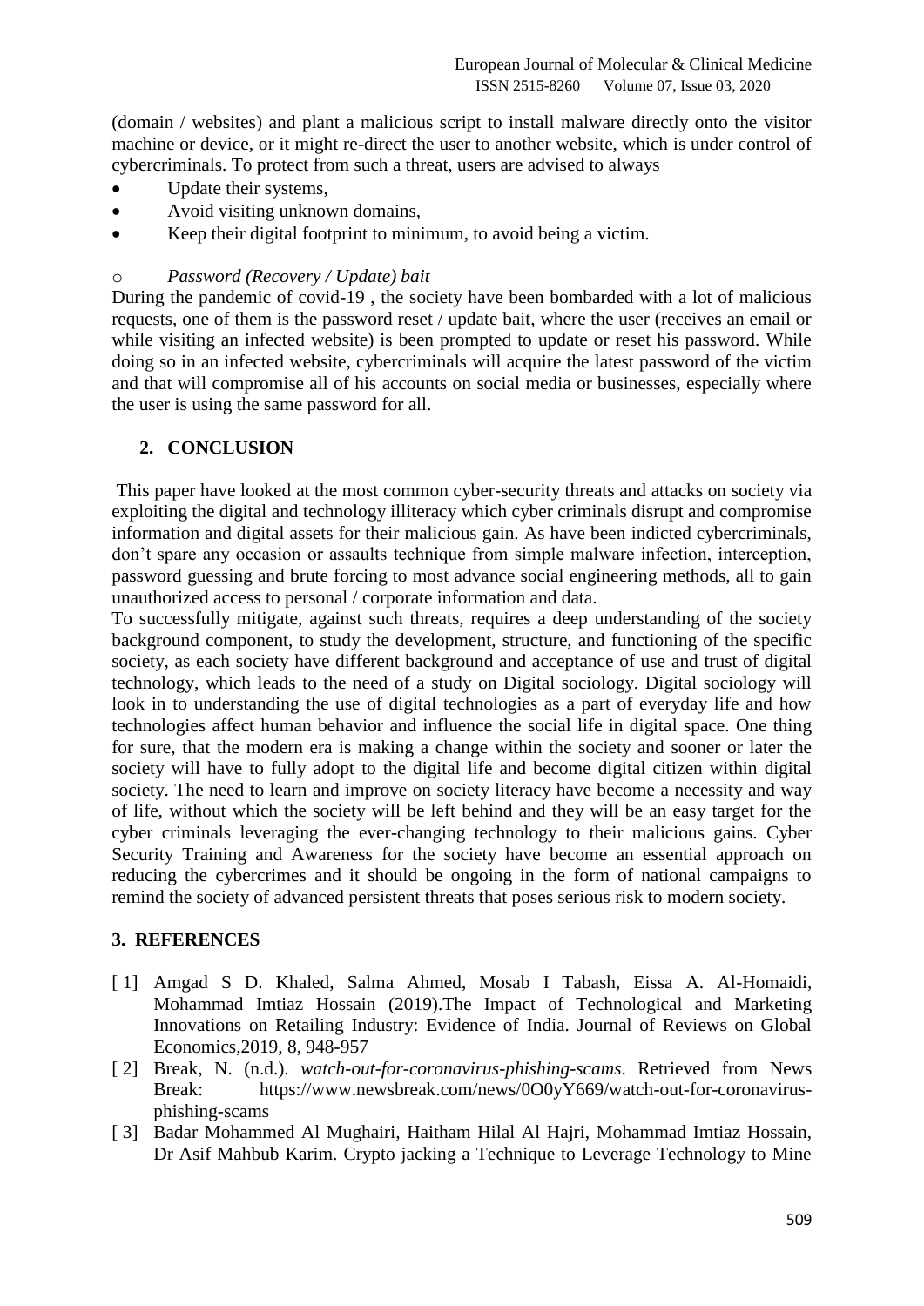(domain / websites) and plant a malicious script to install malware directly onto the visitor machine or device, or it might re-direct the user to another website, which is under control of cybercriminals. To protect from such a threat, users are advised to always

- Update their systems,
- Avoid visiting unknown domains,
- Keep their digital footprint to minimum, to avoid being a victim.

o *Password (Recovery / Update) bait*

During the pandemic of covid-19 , the society have been bombarded with a lot of malicious requests, one of them is the password reset / update bait, where the user (receives an email or while visiting an infected website) is been prompted to update or reset his password. While doing so in an infected website, cybercriminals will acquire the latest password of the victim and that will compromise all of his accounts on social media or businesses, especially where the user is using the same password for all.

## 2. CONCLUSION

This paper have looked at the most common cyber-security threats and attacks on society via exploiting the digital and technology illiteracy which cyber criminals disrupt and compromise information and digital assets for their malicious gain. As have been indicted cybercriminals, don't spare any occasion or assaults technique from simple malware infection, interception, password guessing and brute forcing to most advance social engineering methods, all to gain unauthorized access to personal / corporate information and data.

To successfully mitigate, against such threats, requires a deep understanding of the society background component, to study the development, structure, and functioning of the specific society, as each society have different background and acceptance of use and trust of digital technology, which leads to the need of a study on Digital sociology. Digital sociology will look in to understanding the use of digital technologies as a part of everyday life and how technologies affect human behavior and influence the social life in digital space. One thing for sure, that the modern era is making a change within the society and sooner or later the society will have to fully adopt to the digital life and become digital citizen within digital society. The need to learn and improve on society literacy have become a necessity and way of life, without which the society will be left behind and they will be an easy target for the cyber criminals leveraging the ever-changing technology to their malicious gains. Cyber Security Training and Awareness for the society have become an essential approach on reducing the cybercrimes and it should be ongoing in the form of national campaigns to remind the society of advanced persistent threats that poses serious risk to modern society.

## 3. REFERENCES

[ 1] Amgad S D. Khaled, Salma Ahmed, Mosab I Tabash, Eissa A. Al-Homaidi, Mohammad Imtiaz Hossain (2019).The Impact of Technological and Marketing Innovations on Retailing Industry: Evidence of India. Journal of Reviews on Global Economics,2019, 8, 948-957

[ 2] Break, N. (n.d.). *watch-out-for-coronavirus-phishing-scams*. Retrieved from News Break: https://www.newsbreak.com/news/0O0yY669/watch-out-for-coronavirus-phishing-scams

[ 3] Badar Mohammed Al Mughairi, Haitham Hilal Al Hajri, Mohammad Imtiaz Hossain, Dr Asif Mahbub Karim. Crypto jacking a Technique to Leverage Technology to Mine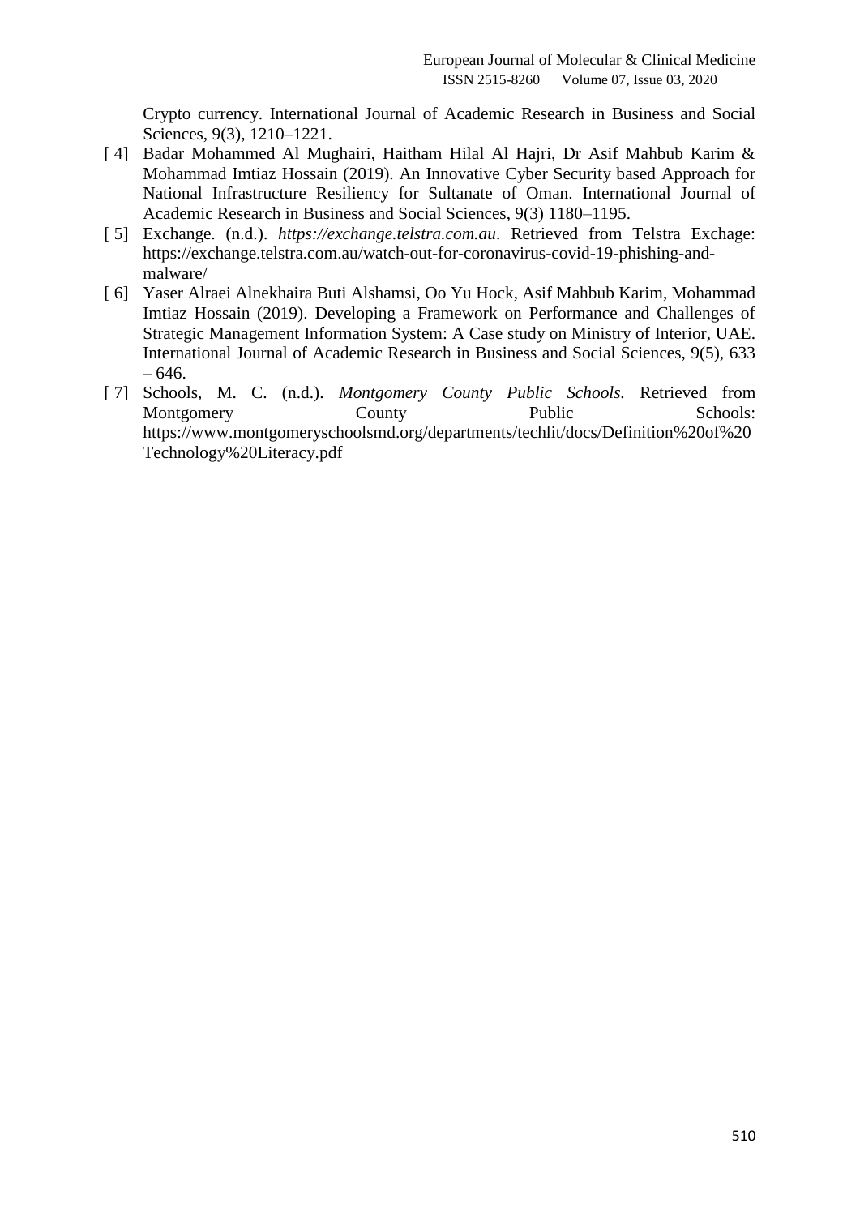Crypto currency. International Journal of Academic Research in Business and Social Sciences, 9(3), 1210–1221.

[ 4] Badar Mohammed Al Mughairi, Haitham Hilal Al Hajri, Dr Asif Mahbub Karim & Mohammad Imtiaz Hossain (2019). An Innovative Cyber Security based Approach for National Infrastructure Resiliency for Sultanate of Oman. International Journal of Academic Research in Business and Social Sciences, 9(3) 1180–1195.

[ 5] Exchange. (n.d.). *https://exchange.telstra.com.au*. Retrieved from Telstra Exchage: https://exchange.telstra.com.au/watch-out-for-coronavirus-covid-19-phishing-and-malware/

[ 6] Yaser Alraei Alnekhaira Buti Alshamsi, Oo Yu Hock, Asif Mahbub Karim, Mohammad Imtiaz Hossain (2019). Developing a Framework on Performance and Challenges of Strategic Management Information System: A Case study on Ministry of Interior, UAE. International Journal of Academic Research in Business and Social Sciences, 9(5), 633 – 646.

[ 7] Schools, M. C. (n.d.). *Montgomery County Public Schools.* Retrieved from Montgomery County Public Schools: https://www.montgomeryschoolsmd.org/departments/techlit/docs/Definition%20of%20Technology%20Literacy.pdf